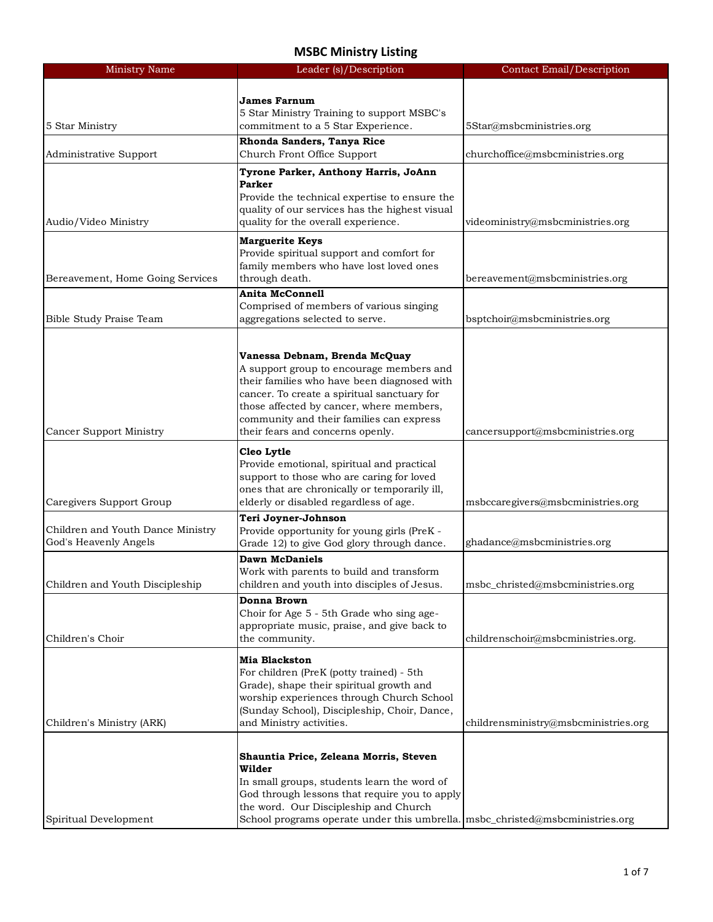# MSBC Ministry Listing

| Ministry Name | Leader (s)/Description | Contact Email/Description |
|---|---|---|
| 5 Star Ministry | **James Farnum** 5 Star Ministry Training to support MSBC's commitment to a 5 Star Experience. | 5Star@msbcministries.org |
| Administrative Support | **Rhonda Sanders, Tanya Rice** Church Front Office Support | churchoffice@msbcministries.org |
| Audio/Video Ministry | **Tyrone Parker, Anthony Harris, JoAnn Parker** Provide the technical expertise to ensure the quality of our services has the highest visual quality for the overall experience. | videoministry@msbcministries.org |
| Bereavement, Home Going Services | **Marguerite Keys** Provide spiritual support and comfort for family members who have lost loved ones through death. | bereavement@msbcministries.org |
| Bible Study Praise Team | **Anita McConnell** Comprised of members of various singing aggregations selected to serve. | bsptchoir@msbcministries.org |
| Cancer Support Ministry | **Vanessa Debnam, Brenda McQuay** A support group to encourage members and their families who have been diagnosed with cancer. To create a spiritual sanctuary for those affected by cancer, where members, community and their families can express their fears and concerns openly. | cancersupport@msbcministries.org |
| Caregivers Support Group | **Cleo Lytle** Provide emotional, spiritual and practical support to those who are caring for loved ones that are chronically or temporarily ill, elderly or disabled regardless of age. | msbccaregivers@msbcministries.org |
| Children and Youth Dance Ministry God's Heavenly Angels | **Teri Joyner-Johnson** Provide opportunity for young girls (PreK - Grade 12) to give God glory through dance. | ghadance@msbcministries.org |
| Children and Youth Discipleship | **Dawn McDaniels** Work with parents to build and transform children and youth into disciples of Jesus. | msbc_christed@msbcministries.org |
| Children's Choir | **Donna Brown** Choir for Age 5 - 5th Grade who sing age-appropriate music, praise, and give back to the community. | childrenschoir@msbcministries.org. |
| Children's Ministry (ARK) | **Mia Blackston** For children (PreK (potty trained) - 5th Grade), shape their spiritual growth and worship experiences through Church School (Sunday School), Discipleship, Choir, Dance, and Ministry activities. | childrensministry@msbcministries.org |
| Spiritual Development | **Shauntia Price, Zeleana Morris, Steven Wilder** In small groups, students learn the word of God through lessons that require you to apply the word. Our Discipleship and Church School programs operate under this umbrella. | msbc_christed@msbcministries.org |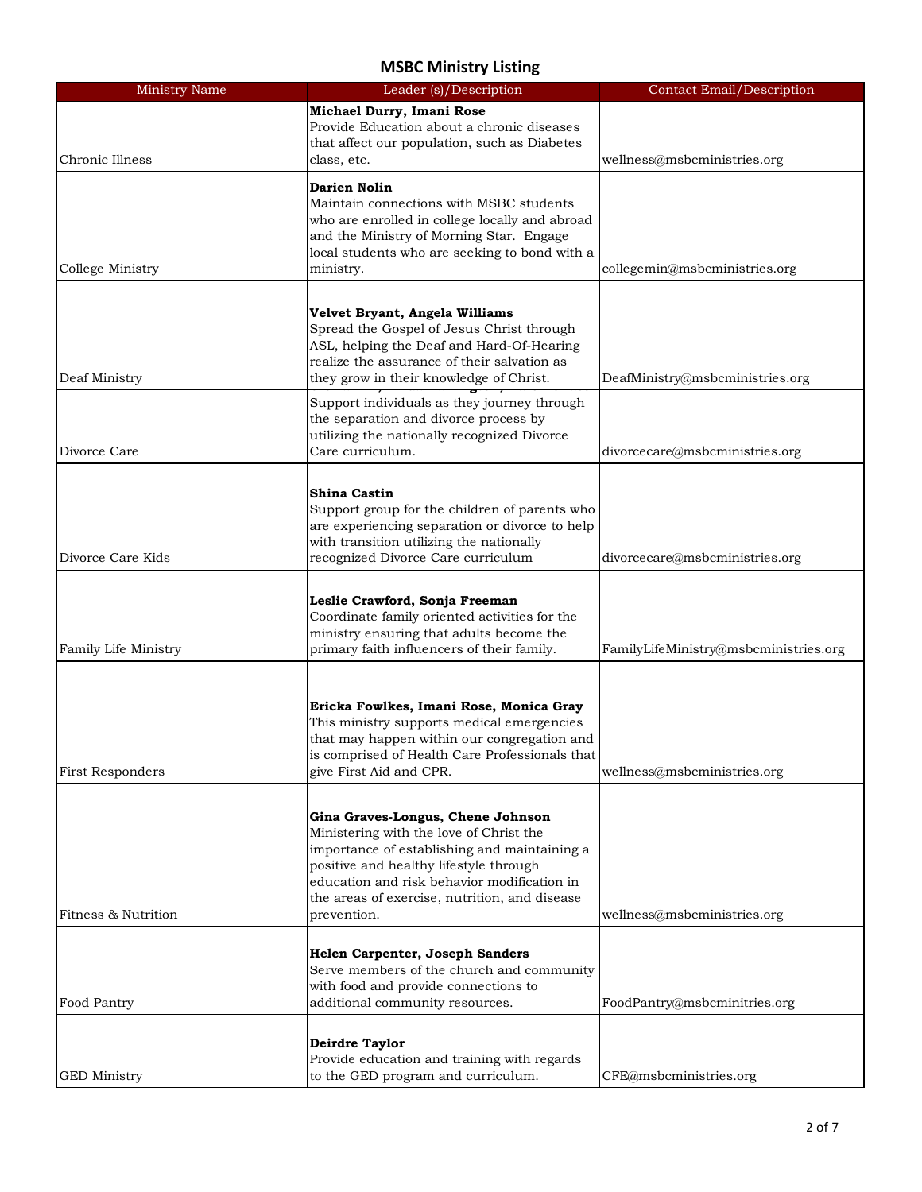# MSBC Ministry Listing

| Ministry Name | Leader (s)/Description | Contact Email/Description |
|---|---|---|
| Chronic Illness | **Michael Durry, Imani Rose** Provide Education about a chronic diseases that affect our population, such as Diabetes class, etc. | wellness@msbcministries.org |
| College Ministry | **Darien Nolin** Maintain connections with MSBC students who are enrolled in college locally and abroad and the Ministry of Morning Star. Engage local students who are seeking to bond with a ministry. | collegemin@msbcministries.org |
| Deaf Ministry | **Velvet Bryant, Angela Williams** Spread the Gospel of Jesus Christ through ASL, helping the Deaf and Hard-Of-Hearing realize the assurance of their salvation as they grow in their knowledge of Christ. | DeafMinistry@msbcministries.org |
| Divorce Care | Support individuals as they journey through the separation and divorce process by utilizing the nationally recognized Divorce Care curriculum. | divorcecare@msbcministries.org |
| Divorce Care Kids | **Shina Castin** Support group for the children of parents who are experiencing separation or divorce to help with transition utilizing the nationally recognized Divorce Care curriculum | divorcecare@msbcministries.org |
| Family Life Ministry | **Leslie Crawford, Sonja Freeman** Coordinate family oriented activities for the ministry ensuring that adults become the primary faith influencers of their family. | FamilyLifeMinistry@msbcministries.org |
| First Responders | **Ericka Fowlkes, Imani Rose, Monica Gray** This ministry supports medical emergencies that may happen within our congregation and is comprised of Health Care Professionals that give First Aid and CPR. | wellness@msbcministries.org |
| Fitness & Nutrition | **Gina Graves-Longus, Chene Johnson** Ministering with the love of Christ the importance of establishing and maintaining a positive and healthy lifestyle through education and risk behavior modification in the areas of exercise, nutrition, and disease prevention. | wellness@msbcministries.org |
| Food Pantry | **Helen Carpenter, Joseph Sanders** Serve members of the church and community with food and provide connections to additional community resources. | FoodPantry@msbcminitries.org |
| GED Ministry | **Deirdre Taylor** Provide education and training with regards to the GED program and curriculum. | CFE@msbcministries.org |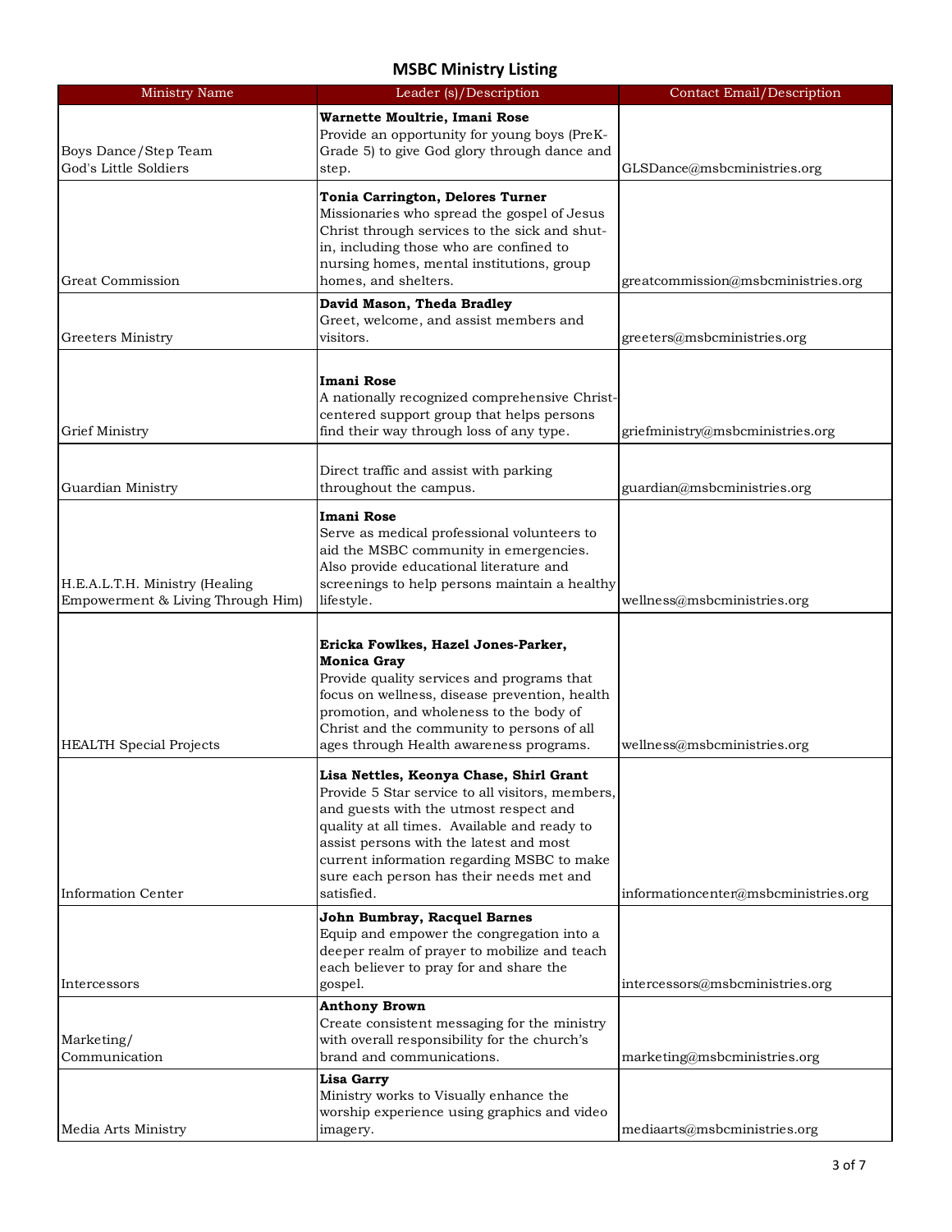# MSBC Ministry Listing

| Ministry Name | Leader (s)/Description | Contact Email/Description |
|---|---|---|
| Boys Dance/Step Team God's Little Soldiers | **Warnette Moultrie, Imani Rose** Provide an opportunity for young boys (PreK-Grade 5) to give God glory through dance and step. | GLSDance@msbcministries.org |
| Great Commission | **Tonia Carrington, Delores Turner** Missionaries who spread the gospel of Jesus Christ through services to the sick and shut-in, including those who are confined to nursing homes, mental institutions, group homes, and shelters. | greatcommission@msbcministries.org |
| Greeters Ministry | **David Mason, Theda Bradley** Greet, welcome, and assist members and visitors. | greeters@msbcministries.org |
| Grief Ministry | **Imani Rose** A nationally recognized comprehensive Christ-centered support group that helps persons find their way through loss of any type. | griefministry@msbcministries.org |
| Guardian Ministry | Direct traffic and assist with parking throughout the campus. | guardian@msbcministries.org |
| H.E.A.L.T.H. Ministry (Healing Empowerment & Living Through Him) | **Imani Rose** Serve as medical professional volunteers to aid the MSBC community in emergencies. Also provide educational literature and screenings to help persons maintain a healthy lifestyle. | wellness@msbcministries.org |
| HEALTH Special Projects | **Ericka Fowlkes, Hazel Jones-Parker, Monica Gray** Provide quality services and programs that focus on wellness, disease prevention, health promotion, and wholeness to the body of Christ and the community to persons of all ages through Health awareness programs. | wellness@msbcministries.org |
| Information Center | **Lisa Nettles, Keonya Chase, Shirl Grant** Provide 5 Star service to all visitors, members, and guests with the utmost respect and quality at all times. Available and ready to assist persons with the latest and most current information regarding MSBC to make sure each person has their needs met and satisfied. | informationcenter@msbcministries.org |
| Intercessors | **John Bumbray, Racquel Barnes** Equip and empower the congregation into a deeper realm of prayer to mobilize and teach each believer to pray for and share the gospel. | intercessors@msbcministries.org |
| Marketing/ Communication | **Anthony Brown** Create consistent messaging for the ministry with overall responsibility for the church's brand and communications. | marketing@msbcministries.org |
| Media Arts Ministry | **Lisa Garry** Ministry works to Visually enhance the worship experience using graphics and video imagery. | mediaarts@msbcministries.org |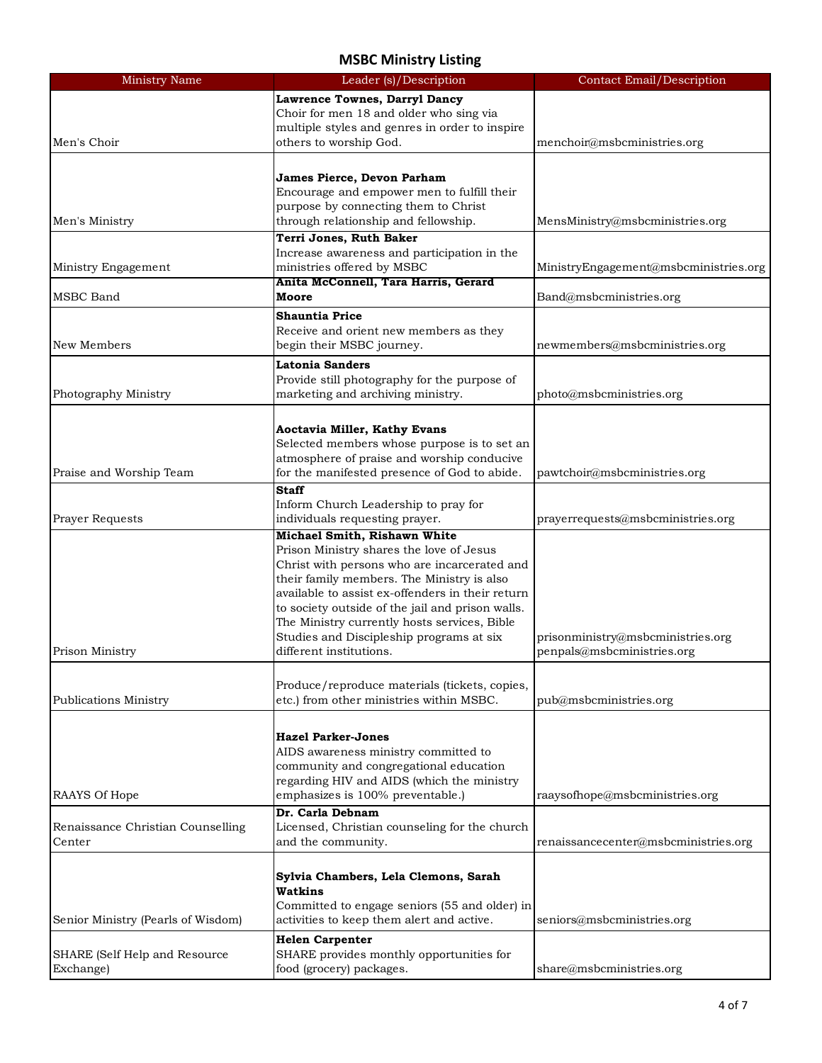## MSBC Ministry Listing

| Ministry Name | Leader (s)/Description | Contact Email/Description |
|---|---|---|
| Men's Choir | **Lawrence Townes, Darryl Dancy** Choir for men 18 and older who sing via multiple styles and genres in order to inspire others to worship God. | menchoir@msbcministries.org |
| Men's Ministry | **James Pierce, Devon Parham** Encourage and empower men to fulfill their purpose by connecting them to Christ through relationship and fellowship. | MensMinistry@msbcministries.org |
| Ministry Engagement | **Terri Jones, Ruth Baker** Increase awareness and participation in the ministries offered by MSBC | MinistryEngagement@msbcministries.org |
| MSBC Band | **Anita McConnell, Tara Harris, Gerard Moore** | Band@msbcministries.org |
| New Members | **Shauntia Price** Receive and orient new members as they begin their MSBC journey. | newmembers@msbcministries.org |
| Photography Ministry | **Latonia Sanders** Provide still photography for the purpose of marketing and archiving ministry. | photo@msbcministries.org |
| Praise and Worship Team | **Aoctavia Miller, Kathy Evans** Selected members whose purpose is to set an atmosphere of praise and worship conducive for the manifested presence of God to abide. | pawtchoir@msbcministries.org |
| Prayer Requests | **Staff** Inform Church Leadership to pray for individuals requesting prayer. | prayerrequests@msbcministries.org |
| Prison Ministry | **Michael Smith, Rishawn White** Prison Ministry shares the love of Jesus Christ with persons who are incarcerated and their family members. The Ministry is also available to assist ex-offenders in their return to society outside of the jail and prison walls. The Ministry currently hosts services, Bible Studies and Discipleship programs at six different institutions. | prisonministry@msbcministries.org penpals@msbcministries.org |
| Publications Ministry | Produce/reproduce materials (tickets, copies, etc.) from other ministries within MSBC. | pub@msbcministries.org |
| RAAYS Of Hope | **Hazel Parker-Jones** AIDS awareness ministry committed to community and congregational education regarding HIV and AIDS (which the ministry emphasizes is 100% preventable.) | raaysofhope@msbcministries.org |
| Renaissance Christian Counselling Center | **Dr. Carla Debnam** Licensed, Christian counseling for the church and the community. | renaissancecenter@msbcministries.org |
| Senior Ministry (Pearls of Wisdom) | **Sylvia Chambers, Lela Clemons, Sarah Watkins** Committed to engage seniors (55 and older) in activities to keep them alert and active. | seniors@msbcministries.org |
| SHARE (Self Help and Resource Exchange) | **Helen Carpenter** SHARE provides monthly opportunities for food (grocery) packages. | share@msbcministries.org |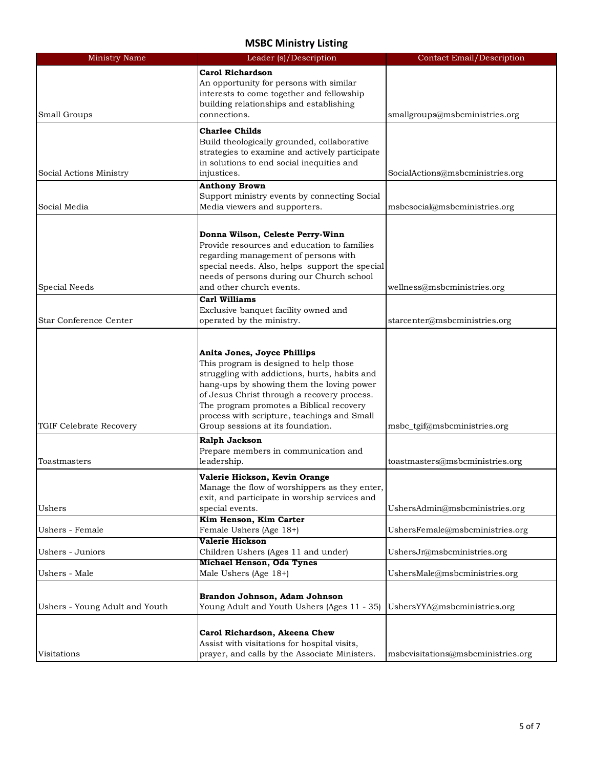# MSBC Ministry Listing

| Ministry Name | Leader (s)/Description | Contact Email/Description |
|---|---|---|
| Small Groups | **Carol Richardson** An opportunity for persons with similar interests to come together and fellowship building relationships and establishing connections. | smallgroups@msbcministries.org |
| Social Actions Ministry | **Charlee Childs** Build theologically grounded, collaborative strategies to examine and actively participate in solutions to end social inequities and injustices. | SocialActions@msbcministries.org |
| Social Media | **Anthony Brown** Support ministry events by connecting Social Media viewers and supporters. | msbcsocial@msbcministries.org |
| Special Needs | **Donna Wilson, Celeste Perry-Winn** Provide resources and education to families regarding management of persons with special needs. Also, helps support the special needs of persons during our Church school and other church events. | wellness@msbcministries.org |
| Star Conference Center | **Carl Williams** Exclusive banquet facility owned and operated by the ministry. | starcenter@msbcministries.org |
| TGIF Celebrate Recovery | **Anita Jones, Joyce Phillips** This program is designed to help those struggling with addictions, hurts, habits and hang-ups by showing them the loving power of Jesus Christ through a recovery process. The program promotes a Biblical recovery process with scripture, teachings and Small Group sessions at its foundation. | msbc_tgif@msbcministries.org |
| Toastmasters | **Ralph Jackson** Prepare members in communication and leadership. | toastmasters@msbcministries.org |
| Ushers | **Valerie Hickson, Kevin Orange** Manage the flow of worshippers as they enter, exit, and participate in worship services and special events. | UshersAdmin@msbcministries.org |
| Ushers - Female | **Kim Henson, Kim Carter** Female Ushers (Age 18+) | UshersFemale@msbcministries.org |
| Ushers - Juniors | **Valerie Hickson** Children Ushers (Ages 11 and under) | UshersJr@msbcministries.org |
| Ushers - Male | **Michael Henson, Oda Tynes** Male Ushers (Age 18+) | UshersMale@msbcministries.org |
| Ushers - Young Adult and Youth | **Brandon Johnson, Adam Johnson** Young Adult and Youth Ushers (Ages 11 - 35) | UshersYYA@msbcministries.org |
| Visitations | **Carol Richardson, Akeena Chew** Assist with visitations for hospital visits, prayer, and calls by the Associate Ministers. | msbcvisitations@msbcministries.org |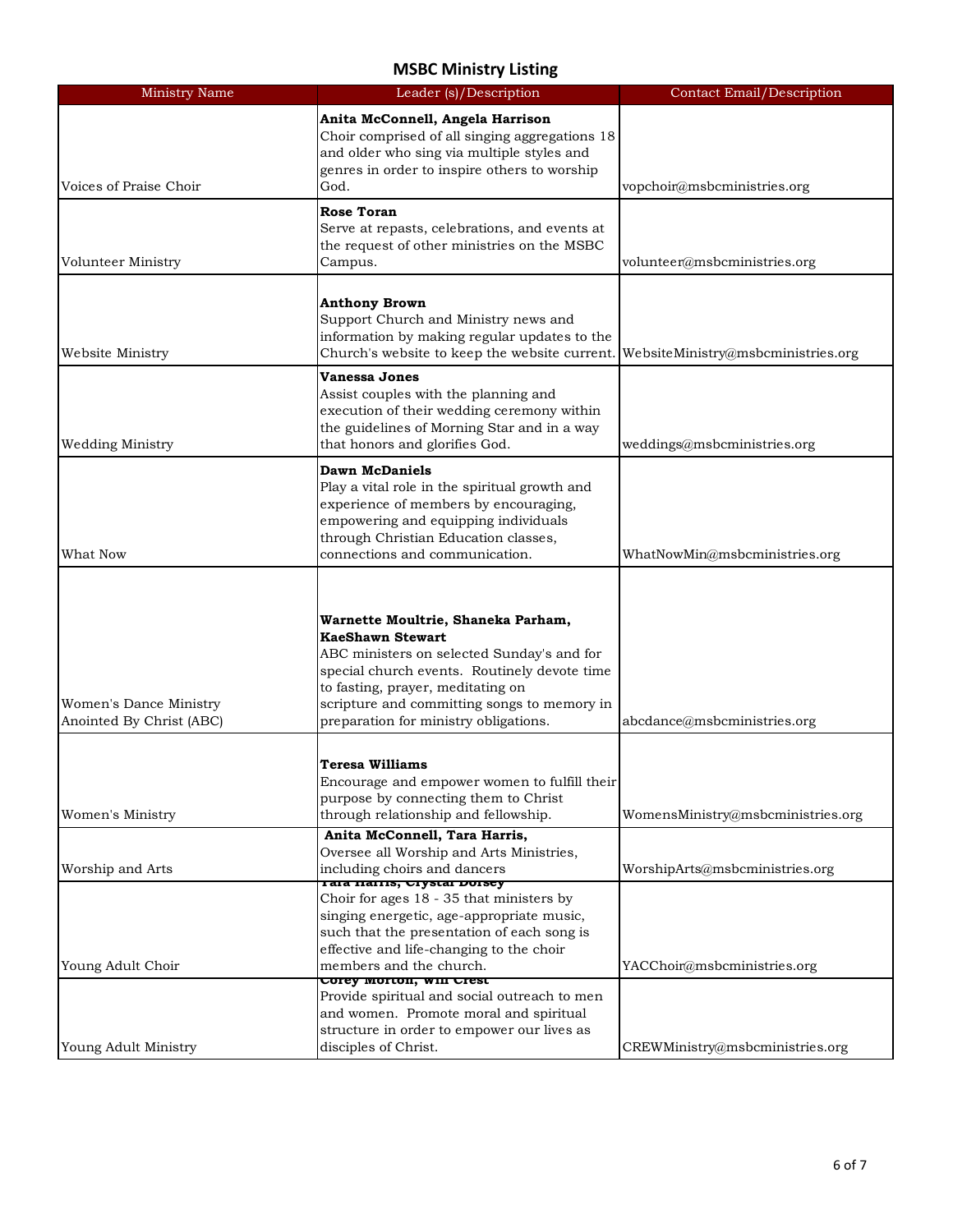## MSBC Ministry Listing

| Ministry Name | Leader (s)/Description | Contact Email/Description |
|---|---|---|
| Voices of Praise Choir | **Anita McConnell, Angela Harrison** Choir comprised of all singing aggregations 18 and older who sing via multiple styles and genres in order to inspire others to worship God. | vopchoir@msbcministries.org |
| Volunteer Ministry | **Rose Toran** Serve at repasts, celebrations, and events at the request of other ministries on the MSBC Campus. | volunteer@msbcministries.org |
| Website Ministry | **Anthony Brown** Support Church and Ministry news and information by making regular updates to the Church's website to keep the website current. | WebsiteMinistry@msbcministries.org |
| Wedding Ministry | **Vanessa Jones** Assist couples with the planning and execution of their wedding ceremony within the guidelines of Morning Star and in a way that honors and glorifies God. | weddings@msbcministries.org |
| What Now | **Dawn McDaniels** Play a vital role in the spiritual growth and experience of members by encouraging, empowering and equipping individuals through Christian Education classes, connections and communication. | WhatNowMin@msbcministries.org |
| Women's Dance Ministry Anointed By Christ (ABC) | **Warnette Moultrie, Shaneka Parham, KaeShawn Stewart** ABC ministers on selected Sunday's and for special church events. Routinely devote time to fasting, prayer, meditating on scripture and committing songs to memory in preparation for ministry obligations. | abcdance@msbcministries.org |
| Women's Ministry | **Teresa Williams** Encourage and empower women to fulfill their purpose by connecting them to Christ through relationship and fellowship. | WomensMinistry@msbcministries.org |
| Worship and Arts | **Anita McConnell, Tara Harris,** Oversee all Worship and Arts Ministries, including choirs and dancers | WorshipArts@msbcministries.org |
| Young Adult Choir | **Tara Harris, Crystal Dorsey** Choir for ages 18 - 35 that ministers by singing energetic, age-appropriate music, such that the presentation of each song is effective and life-changing to the choir members and the church. | YACChoir@msbcministries.org |
| Young Adult Ministry | **Corey Morton, Will Crest** Provide spiritual and social outreach to men and women. Promote moral and spiritual structure in order to empower our lives as disciples of Christ. | CREWMinistry@msbcministries.org |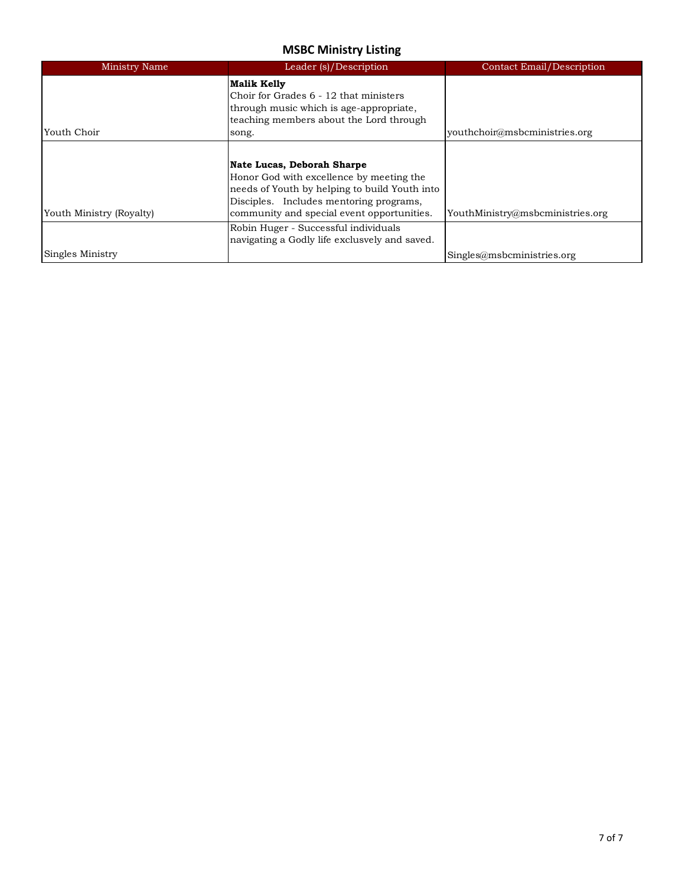## MSBC Ministry Listing

| Ministry Name | Leader (s)/Description | Contact Email/Description |
| --- | --- | --- |
| Youth Choir | **Malik Kelly** Choir for Grades 6 - 12 that ministers through music which is age-appropriate, teaching members about the Lord through song. | youthchoir@msbcministries.org |
| Youth Ministry (Royalty) | **Nate Lucas, Deborah Sharpe** Honor God with excellence by meeting the needs of Youth by helping to build Youth into Disciples. Includes mentoring programs, community and special event opportunities. | YouthMinistry@msbcministries.org |
| Singles Ministry | Robin Huger - Successful individuals navigating a Godly life exclusvely and saved. | Singles@msbcministries.org |